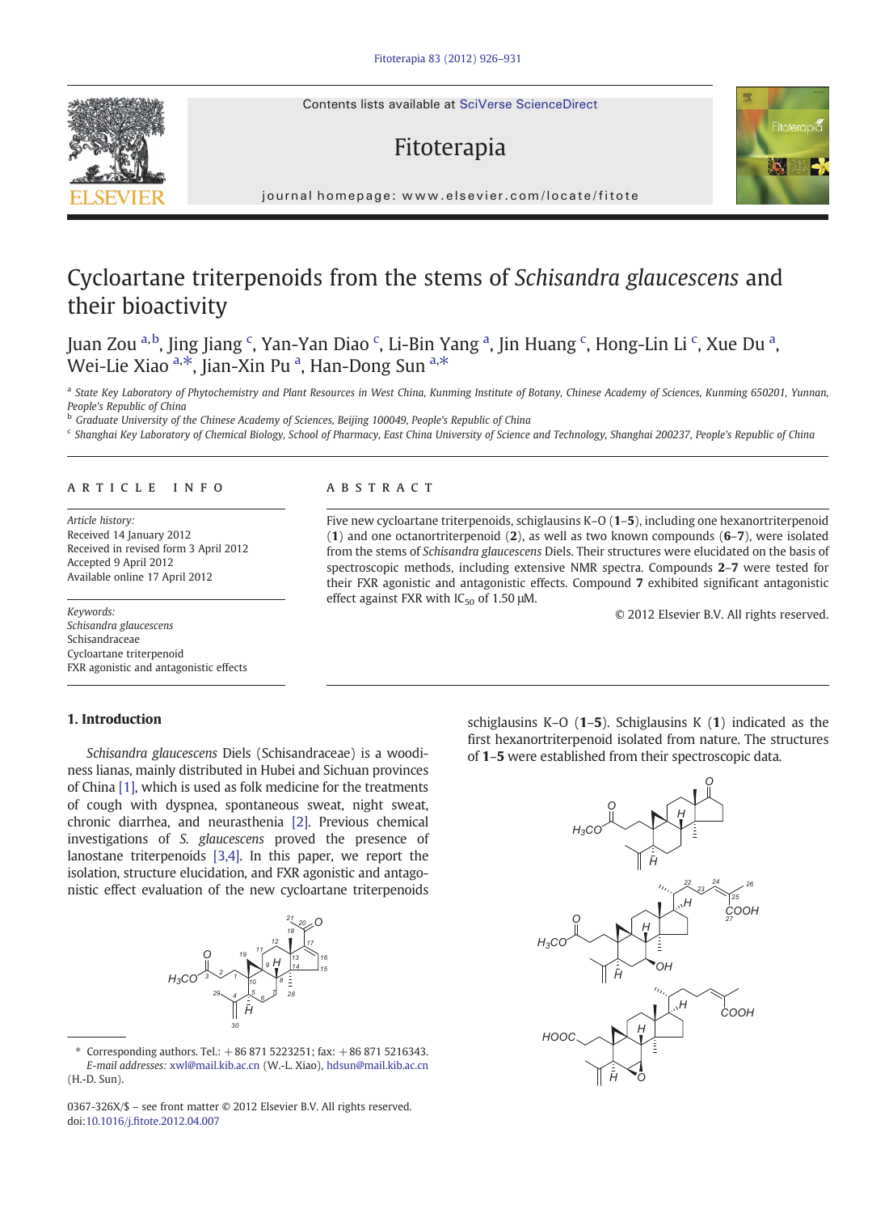# Cycloartane triterpenoids from the stems of *Schisandra glaucescens* and their bioactivity

Juan Zou [a,b], Jing Jiang [c], Yan-Yan Diao [c], Li-Bin Yang [a], Jin Huang [c], Hong-Lin Li [c], Xue Du [a], Wei-Lie Xiao [a,*], Jian-Xin Pu [a], Han-Dong Sun [a,*]

[a] *State Key Laboratory of Phytochemistry and Plant Resources in West China, Kunming Institute of Botany, Chinese Academy of Sciences, Kunming 650201, Yunnan, People's Republic of China*
[b] *Graduate University of the Chinese Academy of Sciences, Beijing 100049, People's Republic of China*
[c] *Shanghai Key Laboratory of Chemical Biology, School of Pharmacy, East China University of Science and Technology, Shanghai 200237, People's Republic of China*

## ARTICLE INFO

*Article history:*
Received 14 January 2012
Received in revised form 3 April 2012
Accepted 9 April 2012
Available online 17 April 2012

*Keywords:*
*Schisandra glaucescens*
Schisandraceae
Cycloartane triterpenoid
FXR agonistic and antagonistic effects

## ABSTRACT

Five new cycloartane triterpenoids, schiglausins K–O (**1**–**5**), including one hexanortriterpenoid (**1**) and one octanortriterpenoid (**2**), as well as two known compounds (**6**–**7**), were isolated from the stems of *Schisandra glaucescens* Diels. Their structures were elucidated on the basis of spectroscopic methods, including extensive NMR spectra. Compounds **2**–**7** were tested for their FXR agonistic and antagonistic effects. Compound **7** exhibited significant antagonistic effect against FXR with $IC_{50}$ of 1.50 μM.

© 2012 Elsevier B.V. All rights reserved.

## 1. Introduction

*Schisandra glaucescens* Diels (Schisandraceae) is a woodiness lianas, mainly distributed in Hubei and Sichuan provinces of China [1], which is used as folk medicine for the treatments of cough with dyspnea, spontaneous sweat, night sweat, chronic diarrhea, and neurasthenia [2]. Previous chemical investigations of *S. glaucescens* proved the presence of lanostane triterpenoids [3,4]. In this paper, we report the isolation, structure elucidation, and FXR agonistic and antagonistic effect evaluation of the new cycloartane triterpenoids schiglausins K–O (**1**–**5**). Schiglausins K (**1**) indicated as the first hexanortriterpenoid isolated from nature. The structures of **1**–**5** were established from their spectroscopic data.

---

\* Corresponding authors. Tel.: +86 871 5223251; fax: +86 871 5216343.
*E-mail addresses:* xwl@mail.kib.ac.cn (W.-L. Xiao), hdsun@mail.kib.ac.cn (H.-D. Sun).

0367-326X/$ – see front matter © 2012 Elsevier B.V. All rights reserved.
doi:10.1016/j.fitote.2012.04.007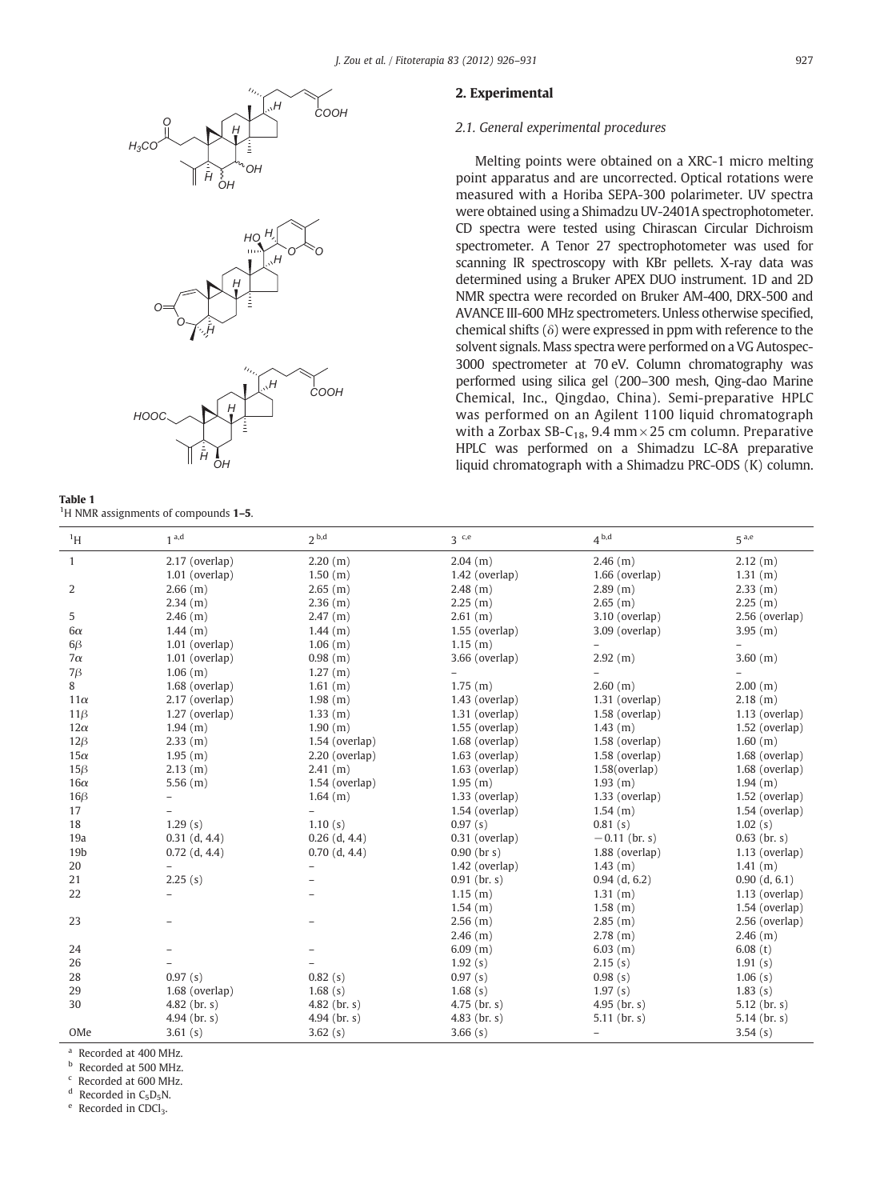## 2. Experimental

### 2.1. General experimental procedures

Melting points were obtained on a XRC-1 micro melting point apparatus and are uncorrected. Optical rotations were measured with a Horiba SEPA-300 polarimeter. UV spectra were obtained using a Shimadzu UV-2401A spectrophotometer. CD spectra were tested using Chirascan Circular Dichroism spectrometer. A Tenor 27 spectrophotometer was used for scanning IR spectroscopy with KBr pellets. X-ray data was determined using a Bruker APEX DUO instrument. 1D and 2D NMR spectra were recorded on Bruker AM-400, DRX-500 and AVANCE III-600 MHz spectrometers. Unless otherwise specified, chemical shifts (δ) were expressed in ppm with reference to the solvent signals. Mass spectra were performed on a VG Autospec-3000 spectrometer at 70 eV. Column chromatography was performed using silica gel (200–300 mesh, Qing-dao Marine Chemical, Inc., Qingdao, China). Semi-preparative HPLC was performed on an Agilent 1100 liquid chromatograph with a Zorbax SB-$C_{18}$, 9.4 mm × 25 cm column. Preparative HPLC was performed on a Shimadzu LC-8A preparative liquid chromatograph with a Shimadzu PRC-ODS (K) column.

**Table 1**
$^{1}$H NMR assignments of compounds **1–5**.

| $^{1}$H | 1 [a,d] | 2 [b,d] | 3 [c,e] | 4 [b,d] | 5 [a,e] |
|---|---|---|---|---|---|
| 1 | 2.17 (overlap) | 2.20 (m) | 2.04 (m) | 2.46 (m) | 2.12 (m) |
| | 1.01 (overlap) | 1.50 (m) | 1.42 (overlap) | 1.66 (overlap) | 1.31 (m) |
| 2 | 2.66 (m) | 2.65 (m) | 2.48 (m) | 2.89 (m) | 2.33 (m) |
| | 2.34 (m) | 2.36 (m) | 2.25 (m) | 2.65 (m) | 2.25 (m) |
| 5 | 2.46 (m) | 2.47 (m) | 2.61 (m) | 3.10 (overlap) | 2.56 (overlap) |
| 6α | 1.44 (m) | 1.44 (m) | 1.55 (overlap) | 3.09 (overlap) | 3.95 (m) |
| 6β | 1.01 (overlap) | 1.06 (m) | 1.15 (m) | – | – |
| 7α | 1.01 (overlap) | 0.98 (m) | 3.66 (overlap) | 2.92 (m) | 3.60 (m) |
| 7β | 1.06 (m) | 1.27 (m) | – | – | – |
| 8 | 1.68 (overlap) | 1.61 (m) | 1.75 (m) | 2.60 (m) | 2.00 (m) |
| 11α | 2.17 (overlap) | 1.98 (m) | 1.43 (overlap) | 1.31 (overlap) | 2.18 (m) |
| 11β | 1.27 (overlap) | 1.33 (m) | 1.31 (overlap) | 1.58 (overlap) | 1.13 (overlap) |
| 12α | 1.94 (m) | 1.90 (m) | 1.55 (overlap) | 1.43 (m) | 1.52 (overlap) |
| 12β | 2.33 (m) | 1.54 (overlap) | 1.68 (overlap) | 1.58 (overlap) | 1.60 (m) |
| 15α | 1.95 (m) | 2.20 (overlap) | 1.63 (overlap) | 1.58 (overlap) | 1.68 (overlap) |
| 15β | 2.13 (m) | 2.41 (m) | 1.63 (overlap) | 1.58(overlap) | 1.68 (overlap) |
| 16α | 5.56 (m) | 1.54 (overlap) | 1.95 (m) | 1.93 (m) | 1.94 (m) |
| 16β | – | 1.64 (m) | 1.33 (overlap) | 1.33 (overlap) | 1.52 (overlap) |
| 17 | – | – | 1.54 (overlap) | 1.54 (m) | 1.54 (overlap) |
| 18 | 1.29 (s) | 1.10 (s) | 0.97 (s) | 0.81 (s) | 1.02 (s) |
| 19a | 0.31 (d, 4.4) | 0.26 (d, 4.4) | 0.31 (overlap) | −0.11 (br. s) | 0.63 (br. s) |
| 19b | 0.72 (d, 4.4) | 0.70 (d, 4.4) | 0.90 (br s) | 1.88 (overlap) | 1.13 (overlap) |
| 20 | – | – | 1.42 (overlap) | 1.43 (m) | 1.41 (m) |
| 21 | 2.25 (s) | – | 0.91 (br. s) | 0.94 (d, 6.2) | 0.90 (d, 6.1) |
| 22 | – | – | 1.15 (m) | 1.31 (m) | 1.13 (overlap) |
| | | | 1.54 (m) | 1.58 (m) | 1.54 (overlap) |
| 23 | – | – | 2.56 (m) | 2.85 (m) | 2.56 (overlap) |
| | | | 2.46 (m) | 2.78 (m) | 2.46 (m) |
| 24 | – | – | 6.09 (m) | 6.03 (m) | 6.08 (t) |
| 26 | – | – | 1.92 (s) | 2.15 (s) | 1.91 (s) |
| 28 | 0.97 (s) | 0.82 (s) | 0.97 (s) | 0.98 (s) | 1.06 (s) |
| 29 | 1.68 (overlap) | 1.68 (s) | 1.68 (s) | 1.97 (s) | 1.83 (s) |
| 30 | 4.82 (br. s) | 4.82 (br. s) | 4.75 (br. s) | 4.95 (br. s) | 5.12 (br. s) |
| | 4.94 (br. s) | 4.94 (br. s) | 4.83 (br. s) | 5.11 (br. s) | 5.14 (br. s) |
| OMe | 3.61 (s) | 3.62 (s) | 3.66 (s) | – | 3.54 (s) |

[a] Recorded at 400 MHz.
[b] Recorded at 500 MHz.
[c] Recorded at 600 MHz.
[d] Recorded in $C_5D_5N$.
[e] Recorded in $CDCl_3$.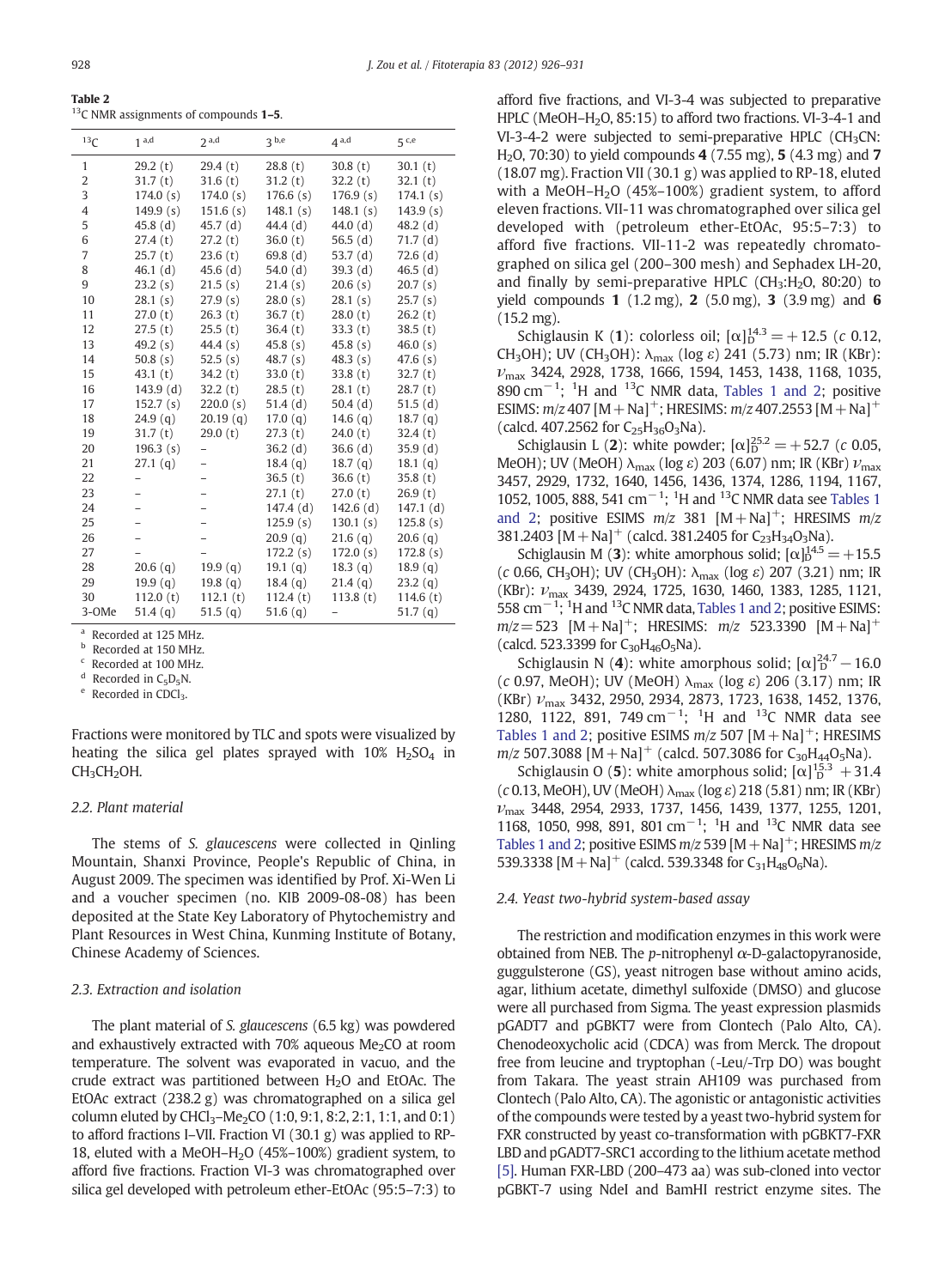**Table 2**
$^{13}C$ NMR assignments of compounds **1–5**.

| $^{13}C$ | 1 [a,d] | 2 [a,d] | 3 [b,e] | 4 [a,d] | 5 [c,e] |
|---|---|---|---|---|---|
| 1 | 29.2 (t) | 29.4 (t) | 28.8 (t) | 30.8 (t) | 30.1 (t) |
| 2 | 31.7 (t) | 31.6 (t) | 31.2 (t) | 32.2 (t) | 32.1 (t) |
| 3 | 174.0 (s) | 174.0 (s) | 176.6 (s) | 176.9 (s) | 174.1 (s) |
| 4 | 149.9 (s) | 151.6 (s) | 148.1 (s) | 148.1 (s) | 143.9 (s) |
| 5 | 45.8 (d) | 45.7 (d) | 44.4 (d) | 44.0 (d) | 48.2 (d) |
| 6 | 27.4 (t) | 27.2 (t) | 36.0 (t) | 56.5 (d) | 71.7 (d) |
| 7 | 25.7 (t) | 23.6 (t) | 69.8 (d) | 53.7 (d) | 72.6 (d) |
| 8 | 46.1 (d) | 45.6 (d) | 54.0 (d) | 39.3 (d) | 46.5 (d) |
| 9 | 23.2 (s) | 21.5 (s) | 21.4 (s) | 20.6 (s) | 20.7 (s) |
| 10 | 28.1 (s) | 27.9 (s) | 28.0 (s) | 28.1 (s) | 25.7 (s) |
| 11 | 27.0 (t) | 26.3 (t) | 36.7 (t) | 28.0 (t) | 26.2 (t) |
| 12 | 27.5 (t) | 25.5 (t) | 36.4 (t) | 33.3 (t) | 38.5 (t) |
| 13 | 49.2 (s) | 44.4 (s) | 45.8 (s) | 45.8 (s) | 46.0 (s) |
| 14 | 50.8 (s) | 52.5 (s) | 48.7 (s) | 48.3 (s) | 47.6 (s) |
| 15 | 43.1 (t) | 34.2 (t) | 33.0 (t) | 33.8 (t) | 32.7 (t) |
| 16 | 143.9 (d) | 32.2 (t) | 28.5 (t) | 28.1 (t) | 28.7 (t) |
| 17 | 152.7 (s) | 220.0 (s) | 51.4 (d) | 50.4 (d) | 51.5 (d) |
| 18 | 24.9 (q) | 20.19 (q) | 17.0 (q) | 14.6 (q) | 18.7 (q) |
| 19 | 31.7 (t) | 29.0 (t) | 27.3 (t) | 24.0 (t) | 32.4 (t) |
| 20 | 196.3 (s) | – | 36.2 (d) | 36.6 (d) | 35.9 (d) |
| 21 | 27.1 (q) | – | 18.4 (q) | 18.7 (q) | 18.1 (q) |
| 22 | – | – | 36.5 (t) | 36.6 (t) | 35.8 (t) |
| 23 | – | – | 27.1 (t) | 27.0 (t) | 26.9 (t) |
| 24 | – | – | 147.4 (d) | 142.6 (d) | 147.1 (d) |
| 25 | – | – | 125.9 (s) | 130.1 (s) | 125.8 (s) |
| 26 | – | – | 20.9 (q) | 21.6 (q) | 20.6 (q) |
| 27 | – | – | 172.2 (s) | 172.0 (s) | 172.8 (s) |
| 28 | 20.6 (q) | 19.9 (q) | 19.1 (q) | 18.3 (q) | 18.9 (q) |
| 29 | 19.9 (q) | 19.8 (q) | 18.4 (q) | 21.4 (q) | 23.2 (q) |
| 30 | 112.0 (t) | 112.1 (t) | 112.4 (t) | 113.8 (t) | 114.6 (t) |
| 3-OMe | 51.4 (q) | 51.5 (q) | 51.6 (q) | – | 51.7 (q) |

[a] Recorded at 125 MHz.
[b] Recorded at 150 MHz.
[c] Recorded at 100 MHz.
[d] Recorded in $C_5D_5N$.
[e] Recorded in $CDCl_3$.

Fractions were monitored by TLC and spots were visualized by heating the silica gel plates sprayed with 10% $H_2SO_4$ in $CH_3CH_2OH$.

### 2.2. Plant material

The stems of *S. glaucescens* were collected in Qinling Mountain, Shanxi Province, People's Republic of China, in August 2009. The specimen was identified by Prof. Xi-Wen Li and a voucher specimen (no. KIB 2009-08-08) has been deposited at the State Key Laboratory of Phytochemistry and Plant Resources in West China, Kunming Institute of Botany, Chinese Academy of Sciences.

### 2.3. Extraction and isolation

The plant material of *S. glaucescens* (6.5 kg) was powdered and exhaustively extracted with 70% aqueous $Me_2CO$ at room temperature. The solvent was evaporated in vacuo, and the crude extract was partitioned between $H_2O$ and EtOAc. The EtOAc extract (238.2 g) was chromatographed on a silica gel column eluted by $CHCl_3$–$Me_2CO$ (1:0, 9:1, 8:2, 2:1, 1:1, and 0:1) to afford fractions I–VII. Fraction VI (30.1 g) was applied to RP-18, eluted with a MeOH–$H_2O$ (45%–100%) gradient system, to afford five fractions. Fraction VI-3 was chromatographed over silica gel developed with petroleum ether-EtOAc (95:5–7:3) to afford five fractions, and VI-3-4 was subjected to preparative HPLC (MeOH–$H_2O$, 85:15) to afford two fractions. VI-3-4-1 and VI-3-4-2 were subjected to semi-preparative HPLC ($CH_3CN$: $H_2O$, 70:30) to yield compounds **4** (7.55 mg), **5** (4.3 mg) and **7** (18.07 mg). Fraction VII (30.1 g) was applied to RP-18, eluted with a MeOH–$H_2O$ (45%–100%) gradient system, to afford eleven fractions. VII-11 was chromatographed over silica gel developed with (petroleum ether-EtOAc, 95:5–7:3) to afford five fractions. VII-11-2 was repeatedly chromatographed on silica gel (200–300 mesh) and Sephadex LH-20, and finally by semi-preparative HPLC ($CH_3$:$H_2O$, 80:20) to yield compounds **1** (1.2 mg), **2** (5.0 mg), **3** (3.9 mg) and **6** (15.2 mg).

Schiglausin K (**1**): colorless oil; $[\alpha]_D^{14.3} = +12.5$ (*c* 0.12, $CH_3OH$); UV ($CH_3OH$): $\lambda_{max}$ (log $\varepsilon$) 241 (5.73) nm; IR (KBr): $\nu_{max}$ 3424, 2928, 1738, 1666, 1594, 1453, 1438, 1168, 1035, 890 $cm^{-1}$; $^1H$ and $^{13}C$ NMR data, Tables 1 and 2; positive ESIMS: $m/z$ 407 $[M+Na]^+$; HRESIMS: $m/z$ 407.2553 $[M+Na]^+$ (calcd. 407.2562 for $C_{25}H_{36}O_3Na$).

Schiglausin L (**2**): white powder; $[\alpha]_D^{25.2} = +52.7$ (*c* 0.05, MeOH); UV (MeOH) $\lambda_{max}$ (log $\varepsilon$) 203 (6.07) nm; IR (KBr) $\nu_{max}$ 3457, 2929, 1732, 1640, 1456, 1436, 1374, 1286, 1194, 1167, 1052, 1005, 888, 541 $cm^{-1}$; $^1H$ and $^{13}C$ NMR data see Tables 1 and 2; positive ESIMS $m/z$ 381 $[M+Na]^+$; HRESIMS $m/z$ 381.2403 $[M+Na]^+$ (calcd. 381.2405 for $C_{23}H_{34}O_3Na$).

Schiglausin M (**3**): white amorphous solid; $[\alpha]_D^{14.5} = +15.5$ (*c* 0.66, $CH_3OH$); UV ($CH_3OH$): $\lambda_{max}$ (log $\varepsilon$) 207 (3.21) nm; IR (KBr): $\nu_{max}$ 3439, 2924, 1725, 1630, 1460, 1383, 1285, 1121, 558 $cm^{-1}$; $^1H$ and $^{13}C$ NMR data, Tables 1 and 2; positive ESIMS: $m/z = 523$ $[M+Na]^+$; HRESIMS: $m/z$ 523.3390 $[M+Na]^+$ (calcd. 523.3399 for $C_{30}H_{46}O_5Na$).

Schiglausin N (**4**): white amorphous solid; $[\alpha]_D^{24.7} -16.0$ (*c* 0.97, MeOH); UV (MeOH) $\lambda_{max}$ (log $\varepsilon$) 206 (3.17) nm; IR (KBr) $\nu_{max}$ 3432, 2950, 2934, 2873, 1723, 1638, 1452, 1376, 1280, 1122, 891, 749 $cm^{-1}$; $^1H$ and $^{13}C$ NMR data see Tables 1 and 2; positive ESIMS $m/z$ 507 $[M+Na]^+$; HRESIMS $m/z$ 507.3088 $[M+Na]^+$ (calcd. 507.3086 for $C_{30}H_{44}O_5Na$).

Schiglausin O (**5**): white amorphous solid; $[\alpha]_D^{15.3}$ +31.4 (*c* 0.13, MeOH), UV (MeOH) $\lambda_{max}$ (log $\varepsilon$) 218 (5.81) nm; IR (KBr) $\nu_{max}$ 3448, 2954, 2933, 1737, 1456, 1439, 1377, 1255, 1201, 1168, 1050, 998, 891, 801 $cm^{-1}$; $^1H$ and $^{13}C$ NMR data see Tables 1 and 2; positive ESIMS $m/z$ 539 $[M+Na]^+$; HRESIMS $m/z$ 539.3338 $[M+Na]^+$ (calcd. 539.3348 for $C_{31}H_{48}O_6Na$).

### 2.4. Yeast two-hybrid system-based assay

The restriction and modification enzymes in this work were obtained from NEB. The *p*-nitrophenyl $\alpha$-D-galactopyranoside, guggulsterone (GS), yeast nitrogen base without amino acids, agar, lithium acetate, dimethyl sulfoxide (DMSO) and glucose were all purchased from Sigma. The yeast expression plasmids pGADT7 and pGBKT7 were from Clontech (Palo Alto, CA). Chenodeoxycholic acid (CDCA) was from Merck. The dropout free from leucine and tryptophan (-Leu/-Trp DO) was bought from Takara. The yeast strain AH109 was purchased from Clontech (Palo Alto, CA). The agonistic or antagonistic activities of the compounds were tested by a yeast two-hybrid system for FXR constructed by yeast co-transformation with pGBKT7-FXR LBD and pGADT7-SRC1 according to the lithium acetate method [5]. Human FXR-LBD (200–473 aa) was sub-cloned into vector pGBKT-7 using NdeI and BamHI restrict enzyme sites. The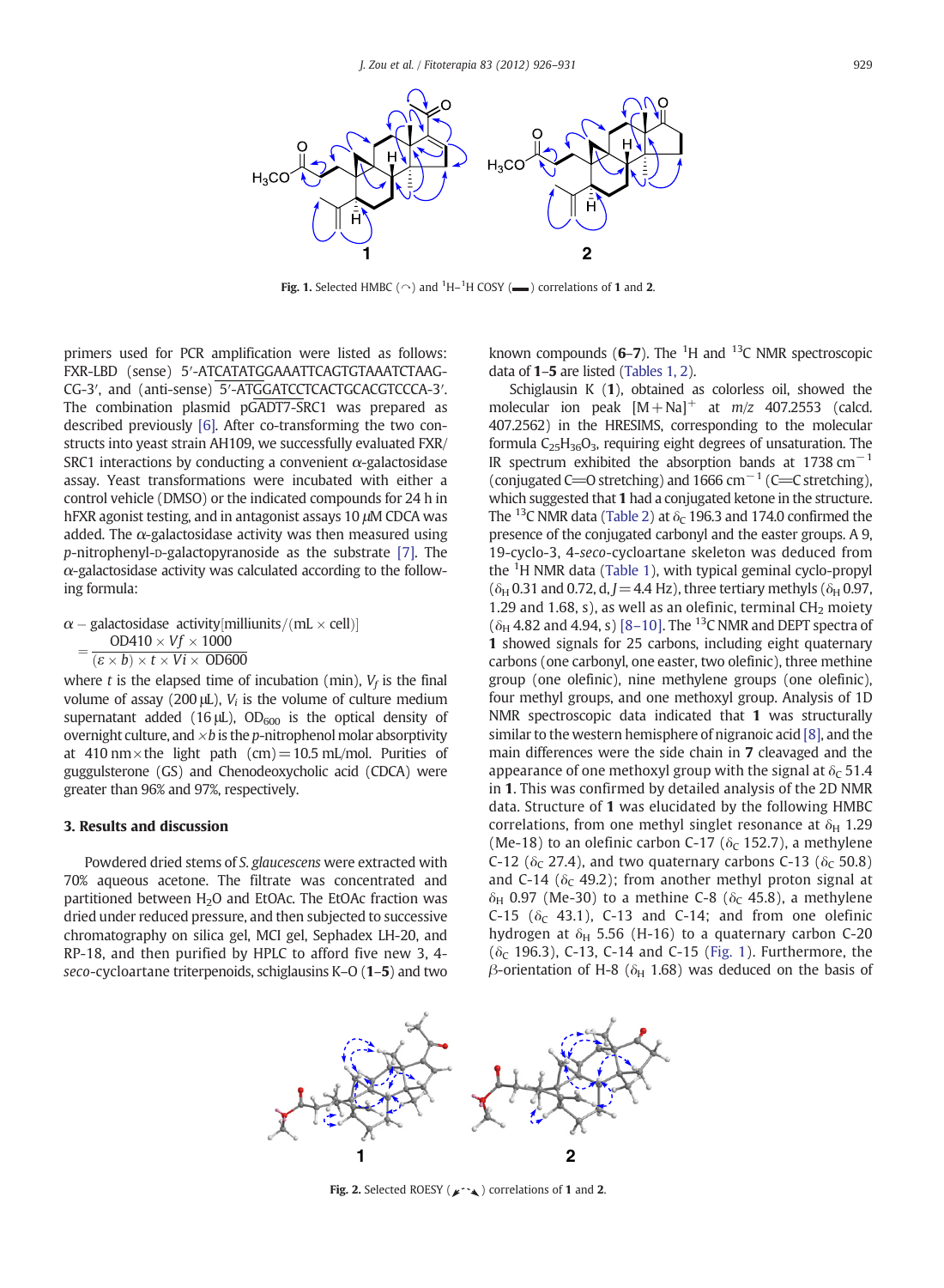Fig. 1. Selected HMBC (⌒) and $^1$H–$^1$H COSY (▬) correlations of **1** and **2**.

primers used for PCR amplification were listed as follows: FXR-LBD (sense) 5′-ATCATATGGAAATTCAGTGTAAATCTAAG-CG-3′, and (anti-sense) 5′-ATGGATCCTCACTGCACGTCCCA-3′. The combination plasmid pGADT7-SRC1 was prepared as described previously [6]. After co-transforming the two constructs into yeast strain AH109, we successfully evaluated FXR/SRC1 interactions by conducting a convenient α-galactosidase assay. Yeast transformations were incubated with either a control vehicle (DMSO) or the indicated compounds for 24 h in hFXR agonist testing, and in antagonist assays 10 μM CDCA was added. The α-galactosidase activity was then measured using *p*-nitrophenyl-D-galactopyranoside as the substrate [7]. The α-galactosidase activity was calculated according to the following formula:

$$\alpha - \text{galactosidase activity}[\text{milliunits}/(\text{mL} \times \text{cell})] = \frac{\text{OD410} \times Vf \times 1000}{(\varepsilon \times b) \times t \times Vi \times \text{OD600}}$$

where *t* is the elapsed time of incubation (min), $V_f$ is the final volume of assay (200 μL), $V_i$ is the volume of culture medium supernatant added (16 μL), $OD_{600}$ is the optical density of overnight culture, and ×*b* is the *p*-nitrophenol molar absorptivity at 410 nm × the light path (cm) = 10.5 mL/mol. Purities of guggulsterone (GS) and Chenodeoxycholic acid (CDCA) were greater than 96% and 97%, respectively.

## 3. Results and discussion

Powdered dried stems of *S. glaucescens* were extracted with 70% aqueous acetone. The filtrate was concentrated and partitioned between $H_2O$ and EtOAc. The EtOAc fraction was dried under reduced pressure, and then subjected to successive chromatography on silica gel, MCI gel, Sephadex LH-20, and RP-18, and then purified by HPLC to afford five new 3, 4-*seco*-cycloartane triterpenoids, schiglausins K–O (**1**–**5**) and two known compounds (**6**–**7**). The $^1$H and $^{13}$C NMR spectroscopic data of **1**–**5** are listed (Tables 1, 2).

Schiglausin K (**1**), obtained as colorless oil, showed the molecular ion peak $[M+Na]^+$ at *m/z* 407.2553 (calcd. 407.2562) in the HRESIMS, corresponding to the molecular formula $C_{25}H_{36}O_3$, requiring eight degrees of unsaturation. The IR spectrum exhibited the absorption bands at 1738 $cm^{-1}$ (conjugated C=O stretching) and 1666 $cm^{-1}$ (C=C stretching), which suggested that **1** had a conjugated ketone in the structure. The $^{13}$C NMR data (Table 2) at $\delta_C$ 196.3 and 174.0 confirmed the presence of the conjugated carbonyl and the easter groups. A 9, 19-cyclo-3, 4-*seco*-cycloartane skeleton was deduced from the $^1$H NMR data (Table 1), with typical geminal cyclo-propyl ($\delta_H$ 0.31 and 0.72, d, $J$ = 4.4 Hz), three tertiary methyls ($\delta_H$ 0.97, 1.29 and 1.68, s), as well as an olefinic, terminal $CH_2$ moiety ($\delta_H$ 4.82 and 4.94, s) [8–10]. The $^{13}$C NMR and DEPT spectra of **1** showed signals for 25 carbons, including eight quaternary carbons (one carbonyl, one easter, two olefinic), three methine group (one olefinic), nine methylene groups (one olefinic), four methyl groups, and one methoxyl group. Analysis of 1D NMR spectroscopic data indicated that **1** was structurally similar to the western hemisphere of nigranoic acid [8], and the main differences were the side chain in **7** cleavaged and the appearance of one methoxyl group with the signal at $\delta_C$ 51.4 in **1**. This was confirmed by detailed analysis of the 2D NMR data. Structure of **1** was elucidated by the following HMBC correlations, from one methyl singlet resonance at $\delta_H$ 1.29 (Me-18) to an olefinic carbon C-17 ($\delta_C$ 152.7), a methylene C-12 ($\delta_C$ 27.4), and two quaternary carbons C-13 ($\delta_C$ 50.8) and C-14 ($\delta_C$ 49.2); from another methyl proton signal at $\delta_H$ 0.97 (Me-30) to a methine C-8 ($\delta_C$ 45.8), a methylene C-15 ($\delta_C$ 43.1), C-13 and C-14; and from one olefinic hydrogen at $\delta_H$ 5.56 (H-16) to a quaternary carbon C-20 ($\delta_C$ 196.3), C-13, C-14 and C-15 (Fig. 1). Furthermore, the β-orientation of H-8 ($\delta_H$ 1.68) was deduced on the basis of

Fig. 2. Selected ROESY correlations of **1** and **2**.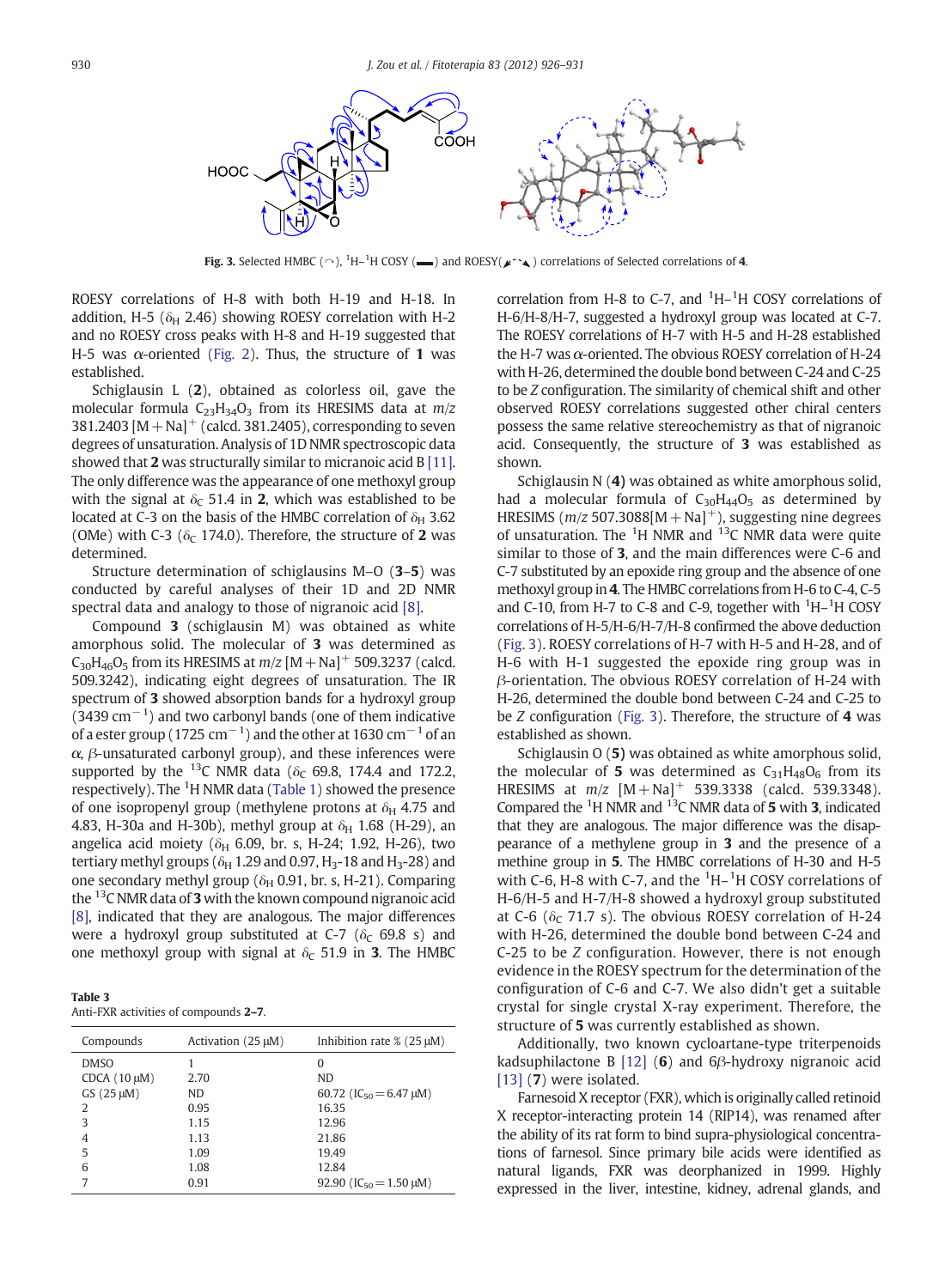Fig. 3. Selected HMBC (⌒), $^1$H–$^1$H COSY (▬) and ROESY(↔) correlations of Selected correlations of **4**.

ROESY correlations of H-8 with both H-19 and H-18. In addition, H-5 ($\delta_H$ 2.46) showing ROESY correlation with H-2 and no ROESY cross peaks with H-8 and H-19 suggested that H-5 was $\alpha$-oriented (Fig. 2). Thus, the structure of **1** was established.

Schiglausin L (**2**), obtained as colorless oil, gave the molecular formula $C_{23}H_{34}O_3$ from its HRESIMS data at $m/z$ 381.2403 $[M+Na]^+$ (calcd. 381.2405), corresponding to seven degrees of unsaturation. Analysis of 1D NMR spectroscopic data showed that **2** was structurally similar to micranoic acid B [11]. The only difference was the appearance of one methoxyl group with the signal at $\delta_C$ 51.4 in **2**, which was established to be located at C-3 on the basis of the HMBC correlation of $\delta_H$ 3.62 (OMe) with C-3 ($\delta_C$ 174.0). Therefore, the structure of **2** was determined.

Structure determination of schiglausins M–O (**3**–**5**) was conducted by careful analyses of their 1D and 2D NMR spectral data and analogy to those of nigranoic acid [8].

Compound **3** (schiglausin M) was obtained as white amorphous solid. The molecular of **3** was determined as $C_{30}H_{46}O_5$ from its HRESIMS at $m/z$ $[M+Na]^+$ 509.3237 (calcd. 509.3242), indicating eight degrees of unsaturation. The IR spectrum of **3** showed absorption bands for a hydroxyl group (3439 $cm^{-1}$) and two carbonyl bands (one of them indicative of a ester group (1725 $cm^{-1}$) and the other at 1630 $cm^{-1}$ of an $\alpha$, $\beta$-unsaturated carbonyl group), and these inferences were supported by the $^{13}$C NMR data ($\delta_C$ 69.8, 174.4 and 172.2, respectively). The $^1$H NMR data (Table 1) showed the presence of one isopropenyl group (methylene protons at $\delta_H$ 4.75 and 4.83, H-30a and H-30b), methyl group at $\delta_H$ 1.68 (H-29), an angelica acid moiety ($\delta_H$ 6.09, br. s, H-24; 1.92, H-26), two tertiary methyl groups ($\delta_H$ 1.29 and 0.97, $H_3$-18 and $H_3$-28) and one secondary methyl group ($\delta_H$ 0.91, br. s, H-21). Comparing the $^{13}$C NMR data of **3** with the known compound nigranoic acid [8], indicated that they are analogous. The major differences were a hydroxyl group substituted at C-7 ($\delta_C$ 69.8 s) and one methoxyl group with signal at $\delta_C$ 51.9 in **3**. The HMBC correlation from H-8 to C-7, and $^1$H–$^1$H COSY correlations of H-6/H-8/H-7, suggested a hydroxyl group was located at C-7. The ROESY correlations of H-7 with H-5 and H-28 established the H-7 was $\alpha$-oriented. The obvious ROESY correlation of H-24 with H-26, determined the double bond between C-24 and C-25 to be $Z$ configuration. The similarity of chemical shift and other observed ROESY correlations suggested other chiral centers possess the same relative stereochemistry as that of nigranoic acid. Consequently, the structure of **3** was established as shown.

Schiglausin N (**4**) was obtained as white amorphous solid, had a molecular formula of $C_{30}H_{44}O_5$ as determined by HRESIMS ($m/z$ 507.3088$[M+Na]^+$), suggesting nine degrees of unsaturation. The $^1$H NMR and $^{13}$C NMR data were quite similar to those of **3**, and the main differences were C-6 and C-7 substituted by an epoxide ring group and the absence of one methoxyl group in **4**. The HMBC correlations from H-6 to C-4, C-5 and C-10, from H-7 to C-8 and C-9, together with $^1$H–$^1$H COSY correlations of H-5/H-6/H-7/H-8 confirmed the above deduction (Fig. 3). ROESY correlations of H-7 with H-5 and H-28, and of H-6 with H-1 suggested the epoxide ring group was in $\beta$-orientation. The obvious ROESY correlation of H-24 with H-26, determined the double bond between C-24 and C-25 to be $Z$ configuration (Fig. 3). Therefore, the structure of **4** was established as shown.

Schiglausin O (**5**) was obtained as white amorphous solid, the molecular of **5** was determined as $C_{31}H_{48}O_6$ from its HRESIMS at $m/z$ $[M+Na]^+$ 539.3338 (calcd. 539.3348). Compared the $^1$H NMR and $^{13}$C NMR data of **5** with **3**, indicated that they are analogous. The major difference was the disappearance of a methylene group in **3** and the presence of a methine group in **5**. The HMBC correlations of H-30 and H-5 with C-6, H-8 with C-7, and the $^1$H–$^1$H COSY correlations of H-6/H-5 and H-7/H-8 showed a hydroxyl group substituted at C-6 ($\delta_C$ 71.7 s). The obvious ROESY correlation of H-24 with H-26, determined the double bond between C-24 and C-25 to be $Z$ configuration. However, there is not enough evidence in the ROESY spectrum for the determination of the configuration of C-6 and C-7. We also didn't get a suitable crystal for single crystal X-ray experiment. Therefore, the structure of **5** was currently established as shown.

Additionally, two known cycloartane-type triterpenoids kadsuphilactone B [12] (**6**) and 6$\beta$-hydroxy nigranoic acid [13] (**7**) were isolated.

Farnesoid X receptor (FXR), which is originally called retinoid X receptor-interacting protein 14 (RIP14), was renamed after the ability of its rat form to bind supra-physiological concentrations of farnesol. Since primary bile acids were identified as natural ligands, FXR was deorphanized in 1999. Highly expressed in the liver, intestine, kidney, adrenal glands, and

**Table 3**
Anti-FXR activities of compounds **2**–**7**.

| Compounds | Activation (25 μM) | Inhibition rate % (25 μM) |
|---|---|---|
| DMSO | 1 | 0 |
| CDCA (10 μM) | 2.70 | ND |
| GS (25 μM) | ND | 60.72 ($IC_{50}$ = 6.47 μM) |
| 2 | 0.95 | 16.35 |
| 3 | 1.15 | 12.96 |
| 4 | 1.13 | 21.86 |
| 5 | 1.09 | 19.49 |
| 6 | 1.08 | 12.84 |
| 7 | 0.91 | 92.90 ($IC_{50}$ = 1.50 μM) |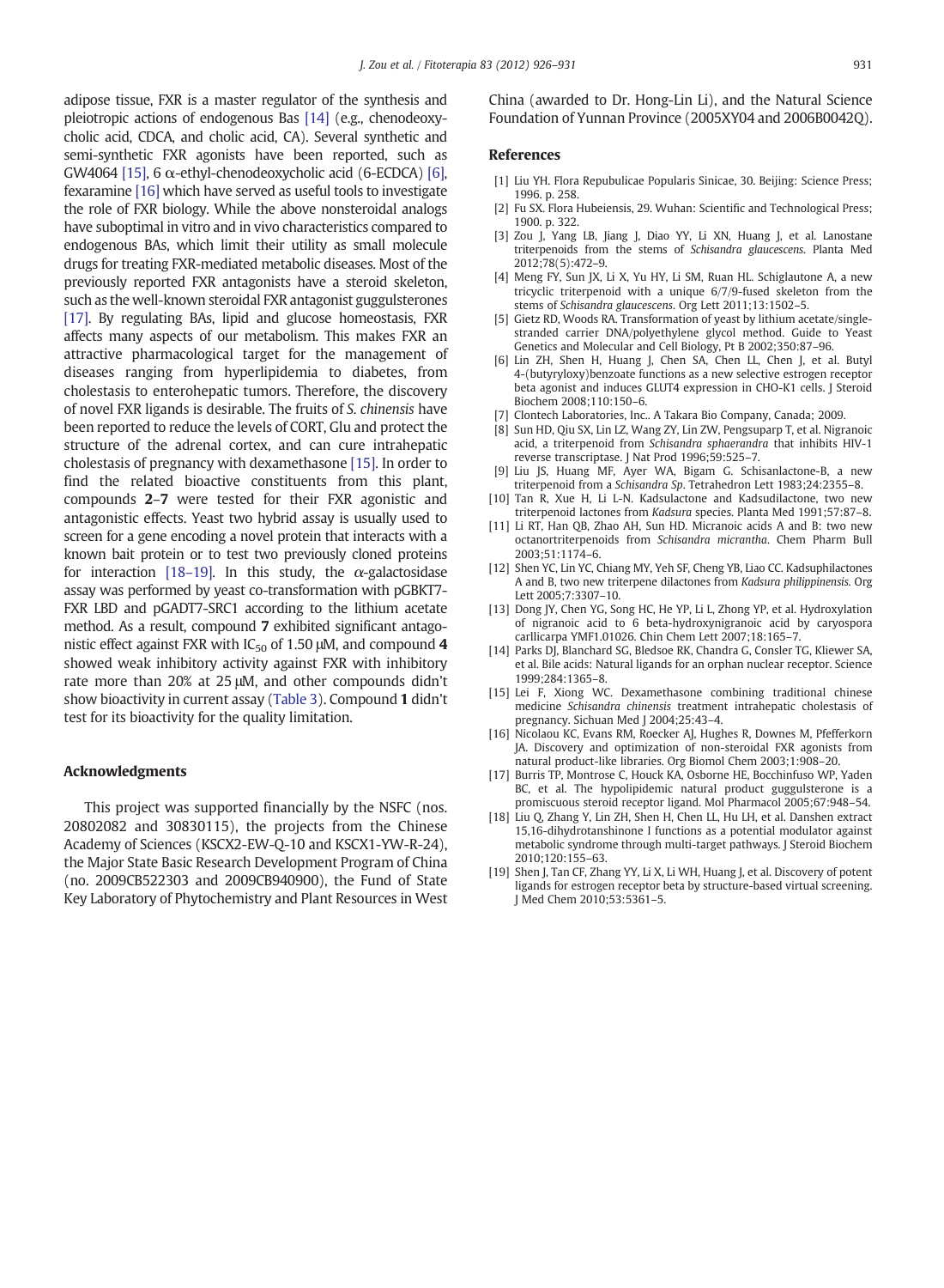adipose tissue, FXR is a master regulator of the synthesis and pleiotropic actions of endogenous Bas [14] (e.g., chenodeoxycholic acid, CDCA, and cholic acid, CA). Several synthetic and semi-synthetic FXR agonists have been reported, such as GW4064 [15], 6 α-ethyl-chenodeoxycholic acid (6-ECDCA) [6], fexaramine [16] which have served as useful tools to investigate the role of FXR biology. While the above nonsteroidal analogs have suboptimal in vitro and in vivo characteristics compared to endogenous BAs, which limit their utility as small molecule drugs for treating FXR-mediated metabolic diseases. Most of the previously reported FXR antagonists have a steroid skeleton, such as the well-known steroidal FXR antagonist guggulsterones [17]. By regulating BAs, lipid and glucose homeostasis, FXR affects many aspects of our metabolism. This makes FXR an attractive pharmacological target for the management of diseases ranging from hyperlipidemia to diabetes, from cholestasis to enterohepatic tumors. Therefore, the discovery of novel FXR ligands is desirable. The fruits of *S. chinensis* have been reported to reduce the levels of CORT, Glu and protect the structure of the adrenal cortex, and can cure intrahepatic cholestasis of pregnancy with dexamethasone [15]. In order to find the related bioactive constituents from this plant, compounds **2**–**7** were tested for their FXR agonistic and antagonistic effects. Yeast two hybrid assay is usually used to screen for a gene encoding a novel protein that interacts with a known bait protein or to test two previously cloned proteins for interaction [18–19]. In this study, the α-galactosidase assay was performed by yeast co-transformation with pGBKT7-FXR LBD and pGADT7-SRC1 according to the lithium acetate method. As a result, compound **7** exhibited significant antagonistic effect against FXR with $IC_{50}$ of 1.50 μM, and compound **4** showed weak inhibitory activity against FXR with inhibitory rate more than 20% at 25 μM, and other compounds didn't show bioactivity in current assay (Table 3). Compound **1** didn't test for its bioactivity for the quality limitation.

## Acknowledgments

This project was supported financially by the NSFC (nos. 20802082 and 30830115), the projects from the Chinese Academy of Sciences (KSCX2-EW-Q-10 and KSCX1-YW-R-24), the Major State Basic Research Development Program of China (no. 2009CB522303 and 2009CB940900), the Fund of State Key Laboratory of Phytochemistry and Plant Resources in West China (awarded to Dr. Hong-Lin Li), and the Natural Science Foundation of Yunnan Province (2005XY04 and 2006B0042Q).

## References

[1] Liu YH. Flora Repubulicae Popularis Sinicae, 30. Beijing: Science Press; 1996. p. 258.

[2] Fu SX. Flora Hubeiensis, 29. Wuhan: Scientific and Technological Press; 1900. p. 322.

[3] Zou J, Yang LB, Jiang J, Diao YY, Li XN, Huang J, et al. Lanostane triterpenoids from the stems of *Schisandra glaucescens*. Planta Med 2012;78(5):472–9.

[4] Meng FY, Sun JX, Li X, Yu HY, Li SM, Ruan HL. Schiglautone A, a new tricyclic triterpenoid with a unique 6/7/9-fused skeleton from the stems of *Schisandra glaucescens*. Org Lett 2011;13:1502–5.

[5] Gietz RD, Woods RA. Transformation of yeast by lithium acetate/single-stranded carrier DNA/polyethylene glycol method. Guide to Yeast Genetics and Molecular and Cell Biology, Pt B 2002;350:87–96.

[6] Lin ZH, Shen H, Huang J, Chen SA, Chen LL, Chen J, et al. Butyl 4-(butyryloxy)benzoate functions as a new selective estrogen receptor beta agonist and induces GLUT4 expression in CHO-K1 cells. J Steroid Biochem 2008;110:150–6.

[7] Clontech Laboratories, Inc.. A Takara Bio Company, Canada; 2009.

[8] Sun HD, Qiu SX, Lin LZ, Wang ZY, Lin ZW, Pengsuparp T, et al. Nigranoic acid, a triterpenoid from *Schisandra sphaerandra* that inhibits HIV-1 reverse transcriptase. J Nat Prod 1996;59:525–7.

[9] Liu JS, Huang MF, Ayer WA, Bigam G. Schisanlactone-B, a new triterpenoid from a *Schisandra Sp*. Tetrahedron Lett 1983;24:2355–8.

[10] Tan R, Xue H, Li L-N. Kadsulactone and Kadsudilactone, two new triterpenoid lactones from *Kadsura* species. Planta Med 1991;57:87–8.

[11] Li RT, Han QB, Zhao AH, Sun HD. Micranoic acids A and B: two new octanortriterpenoids from *Schisandra micrantha*. Chem Pharm Bull 2003;51:1174–6.

[12] Shen YC, Lin YC, Chiang MY, Yeh SF, Cheng YB, Liao CC. Kadsuphilactones A and B, two new triterpene dilactones from *Kadsura philippinensis*. Org Lett 2005;7:3307–10.

[13] Dong JY, Chen YG, Song HC, He YP, Li L, Zhong YP, et al. Hydroxylation of nigranoic acid to 6 beta-hydroxynigranoic acid by caryospora carllicarpa YMF1.01026. Chin Chem Lett 2007;18:165–7.

[14] Parks DJ, Blanchard SG, Bledsoe RK, Chandra G, Consler TG, Kliewer SA, et al. Bile acids: Natural ligands for an orphan nuclear receptor. Science 1999;284:1365–8.

[15] Lei F, Xiong WC. Dexamethasone combining traditional chinese medicine *Schisandra chinensis* treatment intrahepatic cholestasis of pregnancy. Sichuan Med J 2004;25:43–4.

[16] Nicolaou KC, Evans RM, Roecker AJ, Hughes R, Downes M, Pfefferkorn JA. Discovery and optimization of non-steroidal FXR agonists from natural product-like libraries. Org Biomol Chem 2003;1:908–20.

[17] Burris TP, Montrose C, Houck KA, Osborne HE, Bocchinfuso WP, Yaden BC, et al. The hypolipidemic natural product guggulsterone is a promiscuous steroid receptor ligand. Mol Pharmacol 2005;67:948–54.

[18] Liu Q, Zhang Y, Lin ZH, Shen H, Chen LL, Hu LH, et al. Danshen extract 15,16-dihydrotanshinone I functions as a potential modulator against metabolic syndrome through multi-target pathways. J Steroid Biochem 2010;120:155–63.

[19] Shen J, Tan CF, Zhang YY, Li X, Li WH, Huang J, et al. Discovery of potent ligands for estrogen receptor beta by structure-based virtual screening. J Med Chem 2010;53:5361–5.